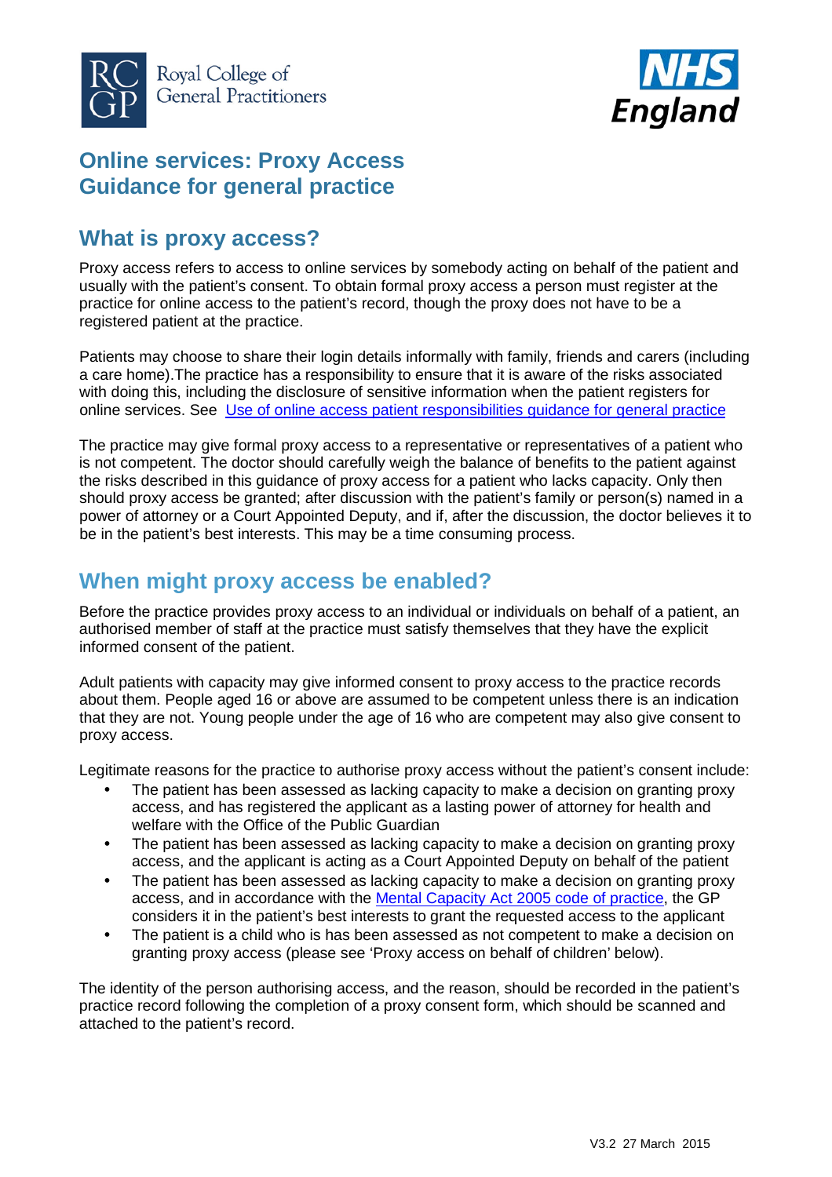# Online services: Proxy Access Guidance for general practice

## What is proxy access?

Proxy access refers to access to online services by somebody acting on behalf of the patient and usually with the patient's consent. To obtain formal proxy access a person must register at the practice for online access to the patient's record, though the proxy does not have to be a registered patient at the practice.

Patients may choose to share their login details informally with family, friends and carers (including a care home).The practice has a responsibility to ensure that it is aware of the risks associated with doing this, including the disclosure of sensitive information when the patient registers for online services. See [Use of online access patient responsibilities guidance for general practice]

The practice may give formal proxy access to a representative or representatives of a patient who is not competent. The doctor should carefully weigh the balance of benefits to the patient against the risks described in this guidance of proxy access for a patient who lacks capacity. Only then should proxy access be granted; after discussion with the patient's family or person(s) named in a power of attorney or a Court Appointed Deputy, and if, after the discussion, the doctor believes it to be in the patient's best interests. This may be a time consuming process.

## When might proxy access be enabled?

Before the practice provides proxy access to an individual or individuals on behalf of a patient, an authorised member of staff at the practice must satisfy themselves that they have the explicit informed consent of the patient.

Adult patients with capacity may give informed consent to proxy access to the practice records about them. People aged 16 or above are assumed to be competent unless there is an indication that they are not. Young people under the age of 16 who are competent may also give consent to proxy access.

Legitimate reasons for the practice to authorise proxy access without the patient's consent include:

- The patient has been assessed as lacking capacity to make a decision on granting proxy access, and has registered the applicant as a lasting power of attorney for health and welfare with the Office of the Public Guardian
- The patient has been assessed as lacking capacity to make a decision on granting proxy access, and the applicant is acting as a Court Appointed Deputy on behalf of the patient
- The patient has been assessed as lacking capacity to make a decision on granting proxy access, and in accordance with the Mental Capacity Act 2005 code of practice, the GP considers it in the patient's best interests to grant the requested access to the applicant
- The patient is a child who is has been assessed as not competent to make a decision on granting proxy access (please see 'Proxy access on behalf of children' below).

The identity of the person authorising access, and the reason, should be recorded in the patient's practice record following the completion of a proxy consent form, which should be scanned and attached to the patient's record.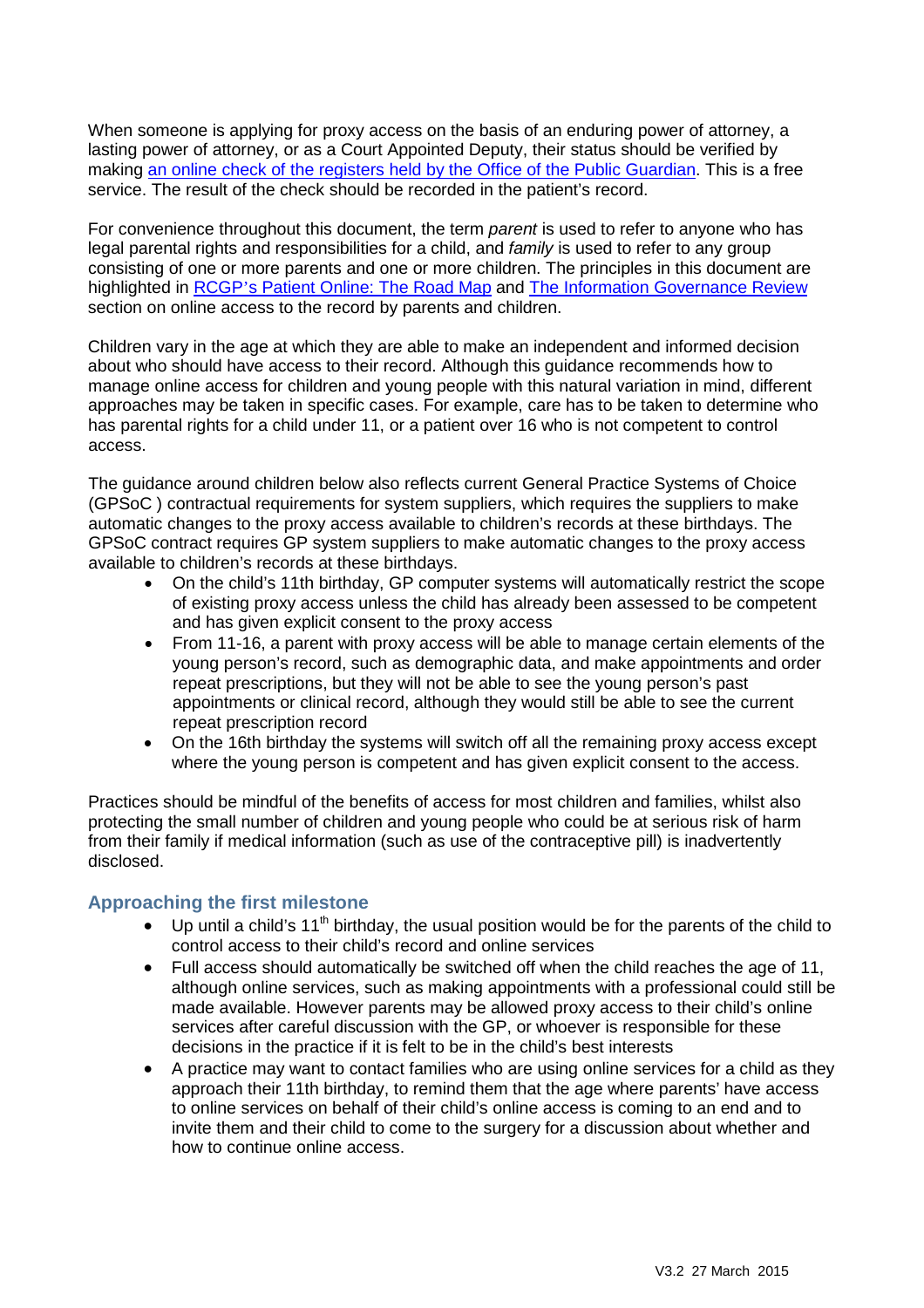When someone is applying for proxy access on the basis of an enduring power of attorney, a lasting power of attorney, or as a Court Appointed Deputy, their status should be verified by making [an online check of the registers held by the Office of the Public Guardian](). This is a free service. The result of the check should be recorded in the patient's record.

For convenience throughout this document, the term *parent* is used to refer to anyone who has legal parental rights and responsibilities for a child, and *family* is used to refer to any group consisting of one or more parents and one or more children. The principles in this document are highlighted in [RCGP's Patient Online: The Road Map]() and [The Information Governance Review]() section on online access to the record by parents and children.

Children vary in the age at which they are able to make an independent and informed decision about who should have access to their record. Although this guidance recommends how to manage online access for children and young people with this natural variation in mind, different approaches may be taken in specific cases. For example, care has to be taken to determine who has parental rights for a child under 11, or a patient over 16 who is not competent to control access.

The guidance around children below also reflects current General Practice Systems of Choice (GPSoC ) contractual requirements for system suppliers, which requires the suppliers to make automatic changes to the proxy access available to children's records at these birthdays. The GPSoC contract requires GP system suppliers to make automatic changes to the proxy access available to children's records at these birthdays.

- On the child's 11th birthday, GP computer systems will automatically restrict the scope of existing proxy access unless the child has already been assessed to be competent and has given explicit consent to the proxy access
- From 11-16, a parent with proxy access will be able to manage certain elements of the young person's record, such as demographic data, and make appointments and order repeat prescriptions, but they will not be able to see the young person's past appointments or clinical record, although they would still be able to see the current repeat prescription record
- On the 16th birthday the systems will switch off all the remaining proxy access except where the young person is competent and has given explicit consent to the access.

Practices should be mindful of the benefits of access for most children and families, whilst also protecting the small number of children and young people who could be at serious risk of harm from their family if medical information (such as use of the contraceptive pill) is inadvertently disclosed.

### Approaching the first milestone

- Up until a child's 11th birthday, the usual position would be for the parents of the child to control access to their child's record and online services
- Full access should automatically be switched off when the child reaches the age of 11, although online services, such as making appointments with a professional could still be made available. However parents may be allowed proxy access to their child's online services after careful discussion with the GP, or whoever is responsible for these decisions in the practice if it is felt to be in the child's best interests
- A practice may want to contact families who are using online services for a child as they approach their 11th birthday, to remind them that the age where parents' have access to online services on behalf of their child's online access is coming to an end and to invite them and their child to come to the surgery for a discussion about whether and how to continue online access.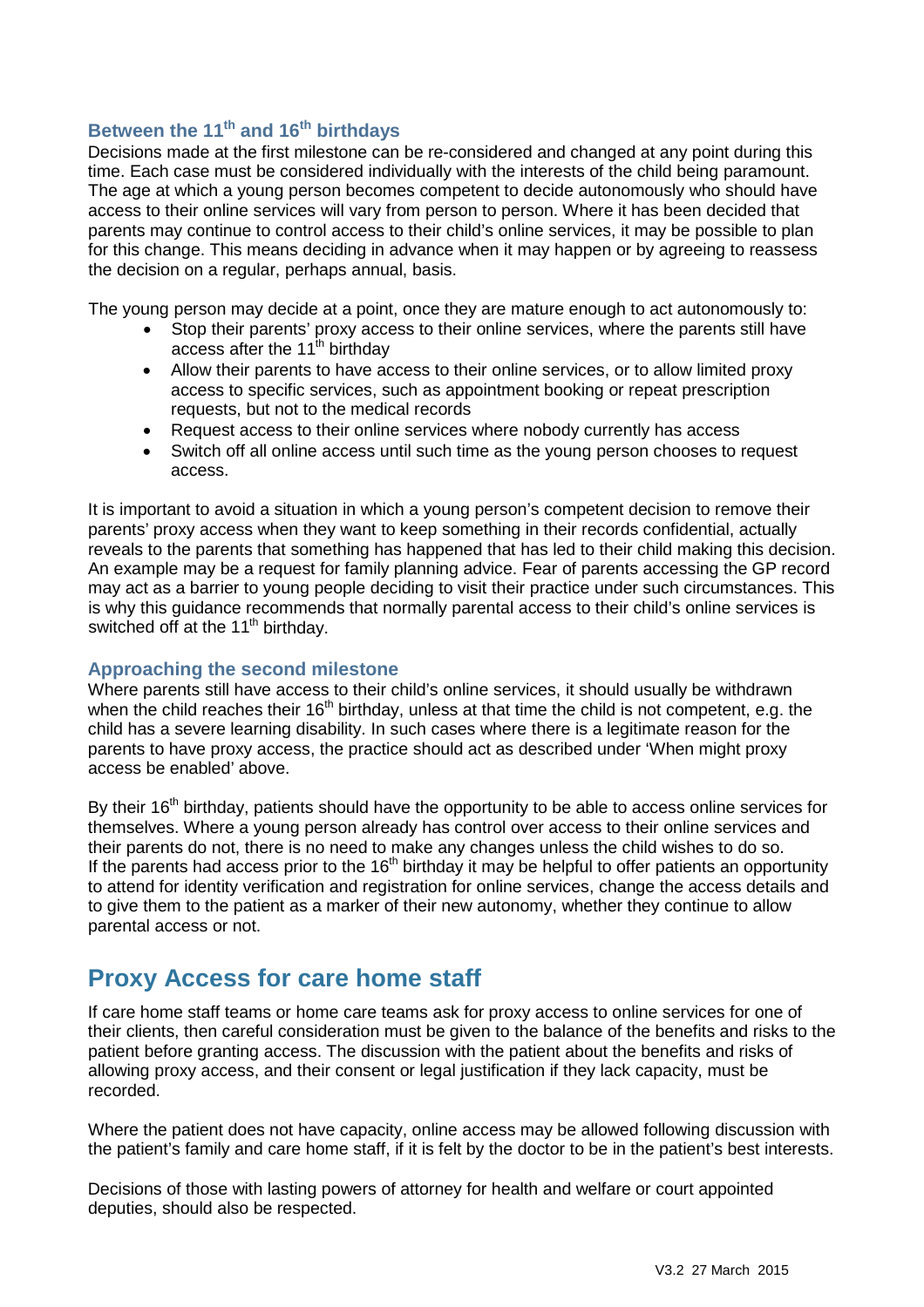### Between the 11th and 16th birthdays

Decisions made at the first milestone can be re-considered and changed at any point during this time. Each case must be considered individually with the interests of the child being paramount. The age at which a young person becomes competent to decide autonomously who should have access to their online services will vary from person to person. Where it has been decided that parents may continue to control access to their child's online services, it may be possible to plan for this change. This means deciding in advance when it may happen or by agreeing to reassess the decision on a regular, perhaps annual, basis.

The young person may decide at a point, once they are mature enough to act autonomously to:

- Stop their parents' proxy access to their online services, where the parents still have access after the 11th birthday
- Allow their parents to have access to their online services, or to allow limited proxy access to specific services, such as appointment booking or repeat prescription requests, but not to the medical records
- Request access to their online services where nobody currently has access
- Switch off all online access until such time as the young person chooses to request access.

It is important to avoid a situation in which a young person's competent decision to remove their parents' proxy access when they want to keep something in their records confidential, actually reveals to the parents that something has happened that has led to their child making this decision. An example may be a request for family planning advice. Fear of parents accessing the GP record may act as a barrier to young people deciding to visit their practice under such circumstances. This is why this guidance recommends that normally parental access to their child's online services is switched off at the 11th birthday.

### Approaching the second milestone

Where parents still have access to their child's online services, it should usually be withdrawn when the child reaches their 16th birthday, unless at that time the child is not competent, e.g. the child has a severe learning disability. In such cases where there is a legitimate reason for the parents to have proxy access, the practice should act as described under 'When might proxy access be enabled' above.

By their 16th birthday, patients should have the opportunity to be able to access online services for themselves. Where a young person already has control over access to their online services and their parents do not, there is no need to make any changes unless the child wishes to do so. If the parents had access prior to the 16th birthday it may be helpful to offer patients an opportunity to attend for identity verification and registration for online services, change the access details and to give them to the patient as a marker of their new autonomy, whether they continue to allow parental access or not.

## Proxy Access for care home staff

If care home staff teams or home care teams ask for proxy access to online services for one of their clients, then careful consideration must be given to the balance of the benefits and risks to the patient before granting access. The discussion with the patient about the benefits and risks of allowing proxy access, and their consent or legal justification if they lack capacity, must be recorded.

Where the patient does not have capacity, online access may be allowed following discussion with the patient's family and care home staff, if it is felt by the doctor to be in the patient's best interests.

Decisions of those with lasting powers of attorney for health and welfare or court appointed deputies, should also be respected.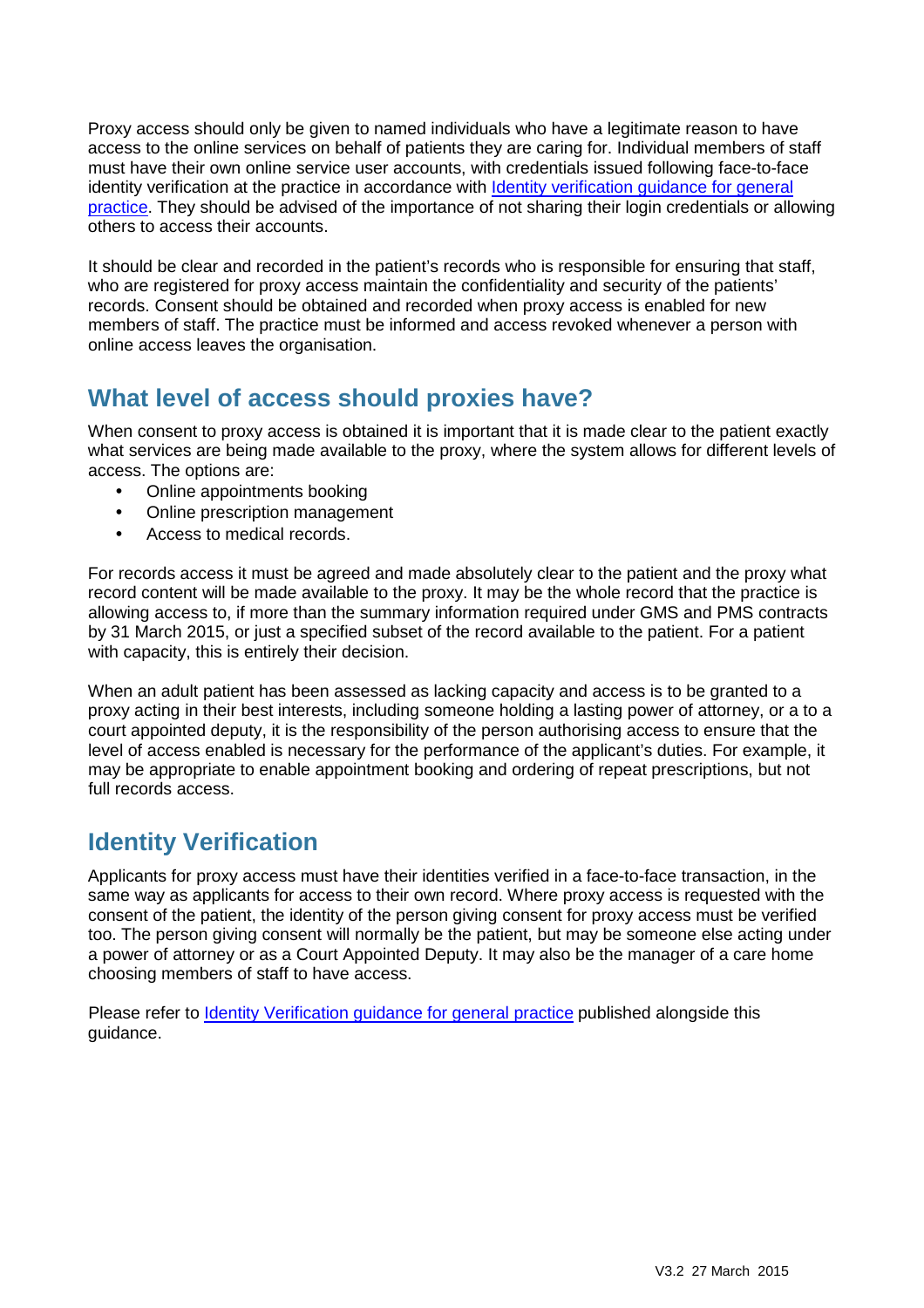Proxy access should only be given to named individuals who have a legitimate reason to have access to the online services on behalf of patients they are caring for. Individual members of staff must have their own online service user accounts, with credentials issued following face-to-face identity verification at the practice in accordance with Identity verification guidance for general practice. They should be advised of the importance of not sharing their login credentials or allowing others to access their accounts.

It should be clear and recorded in the patient's records who is responsible for ensuring that staff, who are registered for proxy access maintain the confidentiality and security of the patients' records. Consent should be obtained and recorded when proxy access is enabled for new members of staff. The practice must be informed and access revoked whenever a person with online access leaves the organisation.

## What level of access should proxies have?

When consent to proxy access is obtained it is important that it is made clear to the patient exactly what services are being made available to the proxy, where the system allows for different levels of access. The options are:

- Online appointments booking
- Online prescription management
- Access to medical records.

For records access it must be agreed and made absolutely clear to the patient and the proxy what record content will be made available to the proxy. It may be the whole record that the practice is allowing access to, if more than the summary information required under GMS and PMS contracts by 31 March 2015, or just a specified subset of the record available to the patient. For a patient with capacity, this is entirely their decision.

When an adult patient has been assessed as lacking capacity and access is to be granted to a proxy acting in their best interests, including someone holding a lasting power of attorney, or a to a court appointed deputy, it is the responsibility of the person authorising access to ensure that the level of access enabled is necessary for the performance of the applicant's duties. For example, it may be appropriate to enable appointment booking and ordering of repeat prescriptions, but not full records access.

## Identity Verification

Applicants for proxy access must have their identities verified in a face-to-face transaction, in the same way as applicants for access to their own record. Where proxy access is requested with the consent of the patient, the identity of the person giving consent for proxy access must be verified too. The person giving consent will normally be the patient, but may be someone else acting under a power of attorney or as a Court Appointed Deputy. It may also be the manager of a care home choosing members of staff to have access.

Please refer to Identity Verification guidance for general practice published alongside this guidance.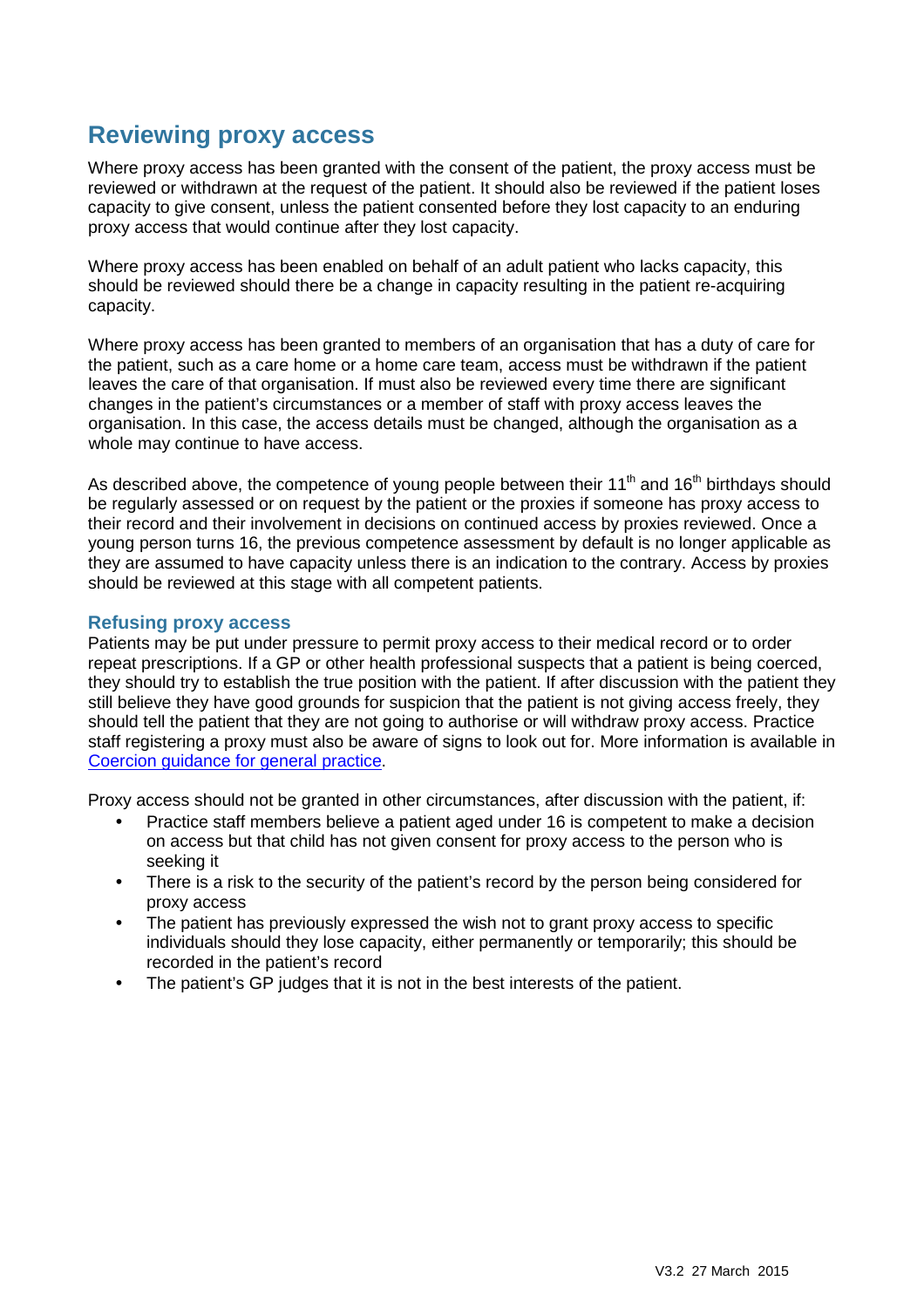## Reviewing proxy access

Where proxy access has been granted with the consent of the patient, the proxy access must be reviewed or withdrawn at the request of the patient. It should also be reviewed if the patient loses capacity to give consent, unless the patient consented before they lost capacity to an enduring proxy access that would continue after they lost capacity.

Where proxy access has been enabled on behalf of an adult patient who lacks capacity, this should be reviewed should there be a change in capacity resulting in the patient re-acquiring capacity.

Where proxy access has been granted to members of an organisation that has a duty of care for the patient, such as a care home or a home care team, access must be withdrawn if the patient leaves the care of that organisation. If must also be reviewed every time there are significant changes in the patient's circumstances or a member of staff with proxy access leaves the organisation. In this case, the access details must be changed, although the organisation as a whole may continue to have access.

As described above, the competence of young people between their 11th and 16th birthdays should be regularly assessed or on request by the patient or the proxies if someone has proxy access to their record and their involvement in decisions on continued access by proxies reviewed. Once a young person turns 16, the previous competence assessment by default is no longer applicable as they are assumed to have capacity unless there is an indication to the contrary. Access by proxies should be reviewed at this stage with all competent patients.

### Refusing proxy access

Patients may be put under pressure to permit proxy access to their medical record or to order repeat prescriptions. If a GP or other health professional suspects that a patient is being coerced, they should try to establish the true position with the patient. If after discussion with the patient they still believe they have good grounds for suspicion that the patient is not giving access freely, they should tell the patient that they are not going to authorise or will withdraw proxy access. Practice staff registering a proxy must also be aware of signs to look out for. More information is available in Coercion guidance for general practice.

Proxy access should not be granted in other circumstances, after discussion with the patient, if:

- Practice staff members believe a patient aged under 16 is competent to make a decision on access but that child has not given consent for proxy access to the person who is seeking it
- There is a risk to the security of the patient's record by the person being considered for proxy access
- The patient has previously expressed the wish not to grant proxy access to specific individuals should they lose capacity, either permanently or temporarily; this should be recorded in the patient's record
- The patient's GP judges that it is not in the best interests of the patient.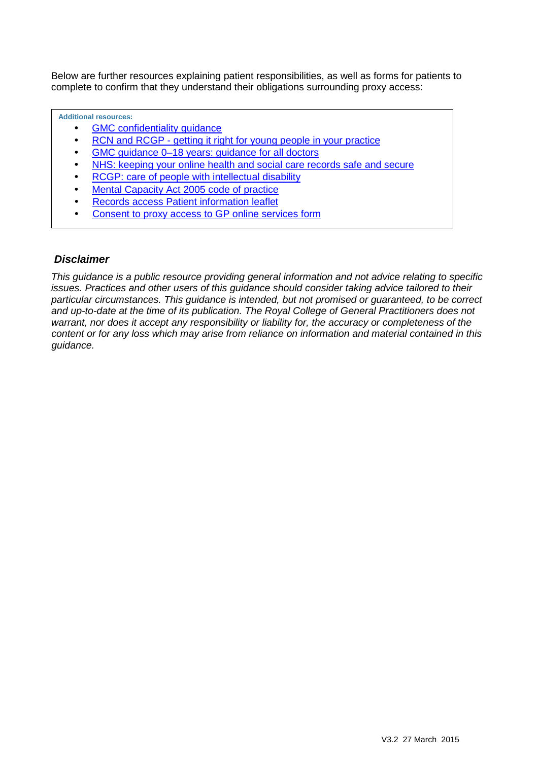Below are further resources explaining patient responsibilities, as well as forms for patients to complete to confirm that they understand their obligations surrounding proxy access:

**Additional resources:**

- GMC confidentiality guidance
- RCN and RCGP - getting it right for young people in your practice
- GMC guidance 0–18 years: guidance for all doctors
- NHS: keeping your online health and social care records safe and secure
- RCGP: care of people with intellectual disability
- Mental Capacity Act 2005 code of practice
- Records access Patient information leaflet
- Consent to proxy access to GP online services form

### *Disclaimer*

*This guidance is a public resource providing general information and not advice relating to specific issues. Practices and other users of this guidance should consider taking advice tailored to their particular circumstances. This guidance is intended, but not promised or guaranteed, to be correct and up-to-date at the time of its publication. The Royal College of General Practitioners does not warrant, nor does it accept any responsibility or liability for, the accuracy or completeness of the content or for any loss which may arise from reliance on information and material contained in this guidance.*

V3.2 27 March 2015